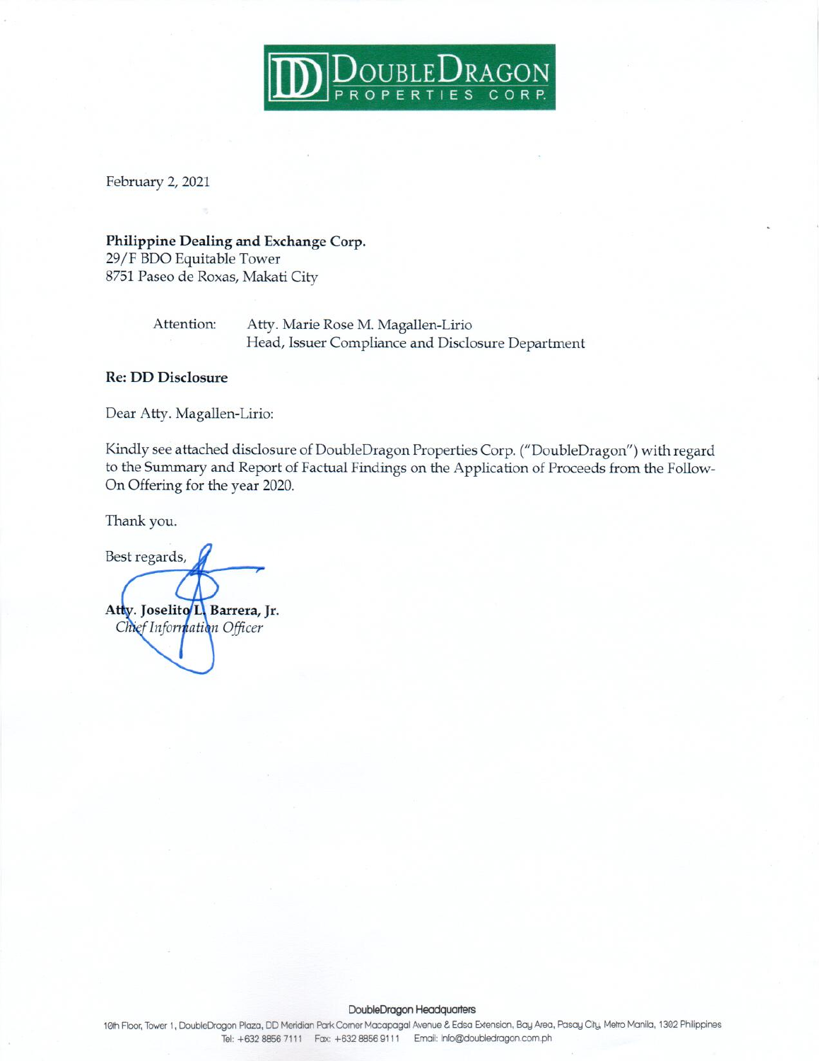DoubleDragon PROPERTIES CORP.

February 2, 2021

**Philippine Dealing and Exchange Corp.**
29/F BDO Equitable Tower
8751 Paseo de Roxas, Makati City

Attention: Atty. Marie Rose M. Magallen-Lirio
Head, Issuer Compliance and Disclosure Department

**Re: DD Disclosure**

Dear Atty. Magallen-Lirio:

Kindly see attached disclosure of DoubleDragon Properties Corp. ("DoubleDragon") with regard to the Summary and Report of Factual Findings on the Application of Proceeds from the Follow-On Offering for the year 2020.

Thank you.

Best regards,

**Atty. Joselito L. Barrera, Jr.**
*Chief Information Officer*

DoubleDragon Headquarters
10th Floor, Tower 1, DoubleDragon Plaza, DD Meridian Park Corner Macapagal Avenue & Edsa Extension, Bay Area, Pasay City, Metro Manila, 1302 Philippines
Tel: +632 8856 7111 Fax: +632 8856 9111 Email: info@doubledragon.com.ph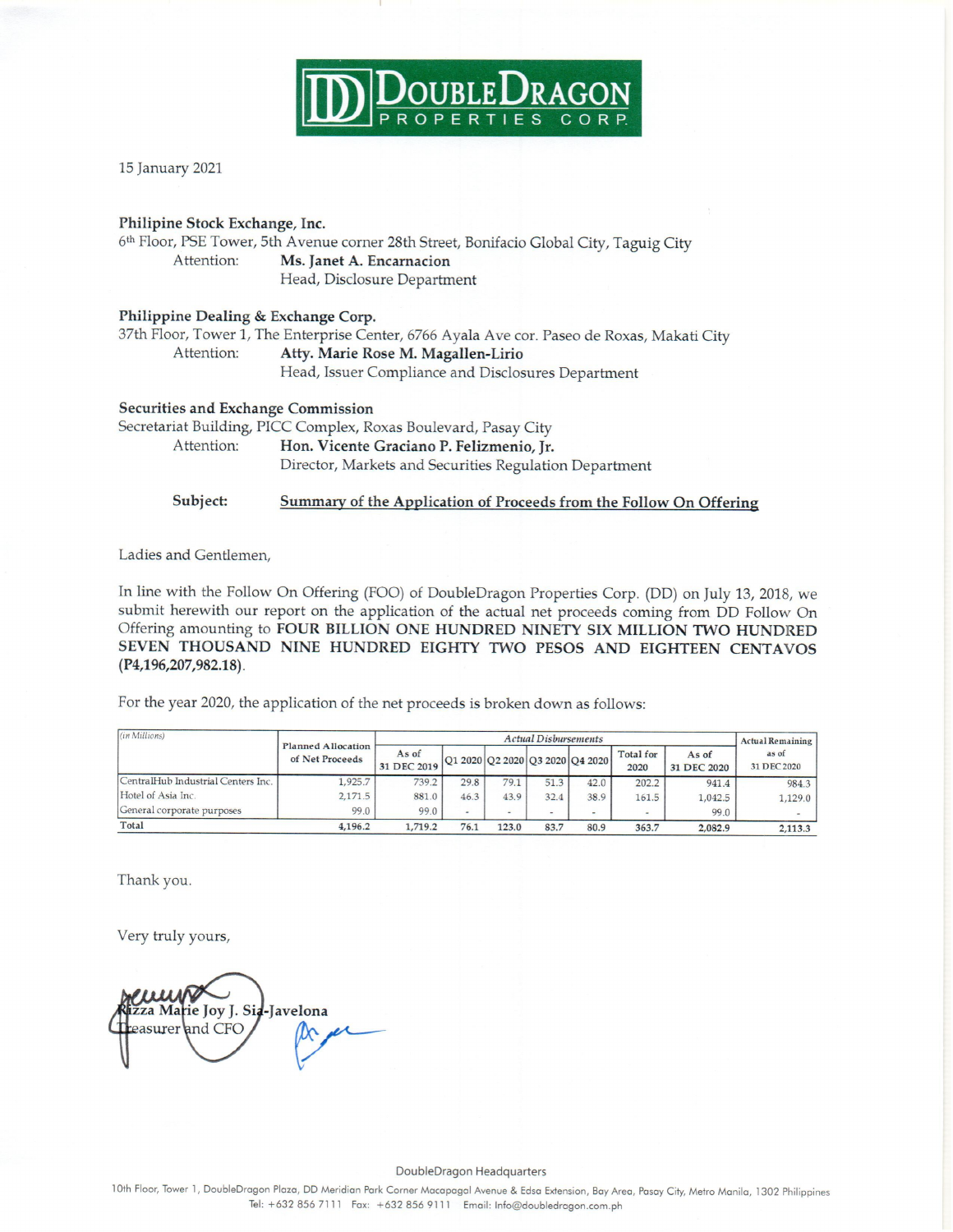DoubleDragon Properties Corp.

15 January 2021

**Philipine Stock Exchange, Inc.**
6th Floor, PSE Tower, 5th Avenue corner 28th Street, Bonifacio Global City, Taguig City
Attention: **Ms. Janet A. Encarnacion**
Head, Disclosure Department

**Philippine Dealing & Exchange Corp.**
37th Floor, Tower 1, The Enterprise Center, 6766 Ayala Ave cor. Paseo de Roxas, Makati City
Attention: **Atty. Marie Rose M. Magallen-Lirio**
Head, Issuer Compliance and Disclosures Department

**Securities and Exchange Commission**
Secretariat Building, PICC Complex, Roxas Boulevard, Pasay City
Attention: **Hon. Vicente Graciano P. Felizmenio, Jr.**
Director, Markets and Securities Regulation Department

**Subject:** Summary of the Application of Proceeds from the Follow On Offering

Ladies and Gentlemen,

In line with the Follow On Offering (FOO) of DoubleDragon Properties Corp. (DD) on July 13, 2018, we submit herewith our report on the application of the actual net proceeds coming from DD Follow On Offering amounting to **FOUR BILLION ONE HUNDRED NINETY SIX MILLION TWO HUNDRED SEVEN THOUSAND NINE HUNDRED EIGHTY TWO PESOS AND EIGHTEEN CENTAVOS (P4,196,207,982.18)**.

For the year 2020, the application of the net proceeds is broken down as follows:

| *(in Millions)* | Planned Allocation of Net Proceeds | *Actual Disbursements* | | | | | | | Actual Remaining |
|---|---|---|---|---|---|---|---|---|---|
| | | As of 31 DEC 2019 | Q1 2020 | Q2 2020 | Q3 2020 | Q4 2020 | Total for 2020 | As of 31 DEC 2020 | as of 31 DEC 2020 |
| CentralHub Industrial Centers Inc. | 1,925.7 | 739.2 | 29.8 | 79.1 | 51.3 | 42.0 | 202.2 | 941.4 | 984.3 |
| Hotel of Asia Inc. | 2,171.5 | 881.0 | 46.3 | 43.9 | 32.4 | 38.9 | 161.5 | 1,042.5 | 1,129.0 |
| General corporate purposes | 99.0 | 99.0 | - | - | - | - | - | 99.0 | - |
| **Total** | 4,196.2 | 1,719.2 | 76.1 | 123.0 | 83.7 | 80.9 | 363.7 | 2,082.9 | 2,113.3 |

Thank you.

Very truly yours,

Rizza Marie Joy J. Sia-Javelona
Treasurer and CFO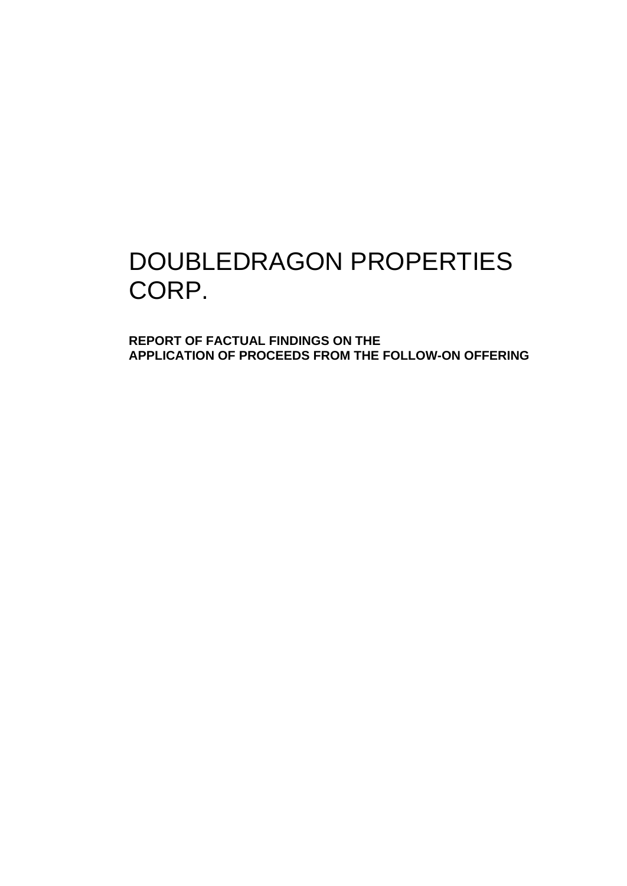# DOUBLEDRAGON PROPERTIES CORP.

**REPORT OF FACTUAL FINDINGS ON THE APPLICATION OF PROCEEDS FROM THE FOLLOW-ON OFFERING**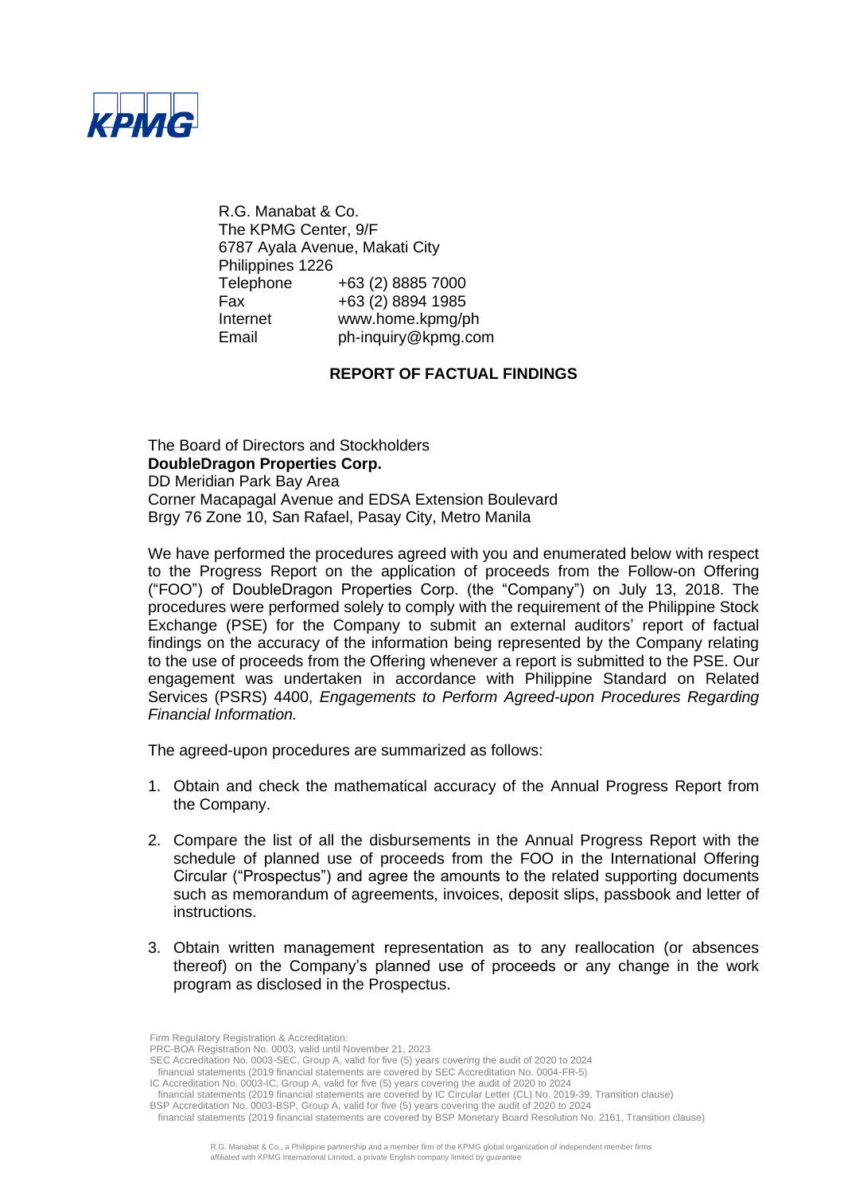KPMG

R.G. Manabat & Co.
The KPMG Center, 9/F
6787 Ayala Avenue, Makati City
Philippines 1226

| | |
|---|---|
| Telephone | +63 (2) 8885 7000 |
| Fax | +63 (2) 8894 1985 |
| Internet | www.home.kpmg/ph |
| Email | ph-inquiry@kpmg.com |

## REPORT OF FACTUAL FINDINGS

The Board of Directors and Stockholders
**DoubleDragon Properties Corp.**
DD Meridian Park Bay Area
Corner Macapagal Avenue and EDSA Extension Boulevard
Brgy 76 Zone 10, San Rafael, Pasay City, Metro Manila

We have performed the procedures agreed with you and enumerated below with respect to the Progress Report on the application of proceeds from the Follow-on Offering ("FOO") of DoubleDragon Properties Corp. (the "Company") on July 13, 2018. The procedures were performed solely to comply with the requirement of the Philippine Stock Exchange (PSE) for the Company to submit an external auditors' report of factual findings on the accuracy of the information being represented by the Company relating to the use of proceeds from the Offering whenever a report is submitted to the PSE. Our engagement was undertaken in accordance with Philippine Standard on Related Services (PSRS) 4400, *Engagements to Perform Agreed-upon Procedures Regarding Financial Information.*

The agreed-upon procedures are summarized as follows:

1. Obtain and check the mathematical accuracy of the Annual Progress Report from the Company.
2. Compare the list of all the disbursements in the Annual Progress Report with the schedule of planned use of proceeds from the FOO in the International Offering Circular ("Prospectus") and agree the amounts to the related supporting documents such as memorandum of agreements, invoices, deposit slips, passbook and letter of instructions.
3. Obtain written management representation as to any reallocation (or absences thereof) on the Company's planned use of proceeds or any change in the work program as disclosed in the Prospectus.

Firm Regulatory Registration & Accreditation:
PRC-BOA Registration No. 0003, valid until November 21, 2023
SEC Accreditation No. 0003-SEC, Group A, valid for five (5) years covering the audit of 2020 to 2024 financial statements (2019 financial statements are covered by SEC Accreditation No. 0004-FR-5)
IC Accreditation No. 0003-IC, Group A, valid for five (5) years covering the audit of 2020 to 2024 financial statements (2019 financial statements are covered by IC Circular Letter (CL) No. 2019-39, Transition clause)
BSP Accreditation No. 0003-BSP, Group A, valid for five (5) years covering the audit of 2020 to 2024 financial statements (2019 financial statements are covered by BSP Monetary Board Resolution No. 2161, Transition clause)

R.G. Manabat & Co., a Philippine partnership and a member firm of the KPMG global organization of independent member firms affiliated with KPMG International Limited, a private English company limited by guarantee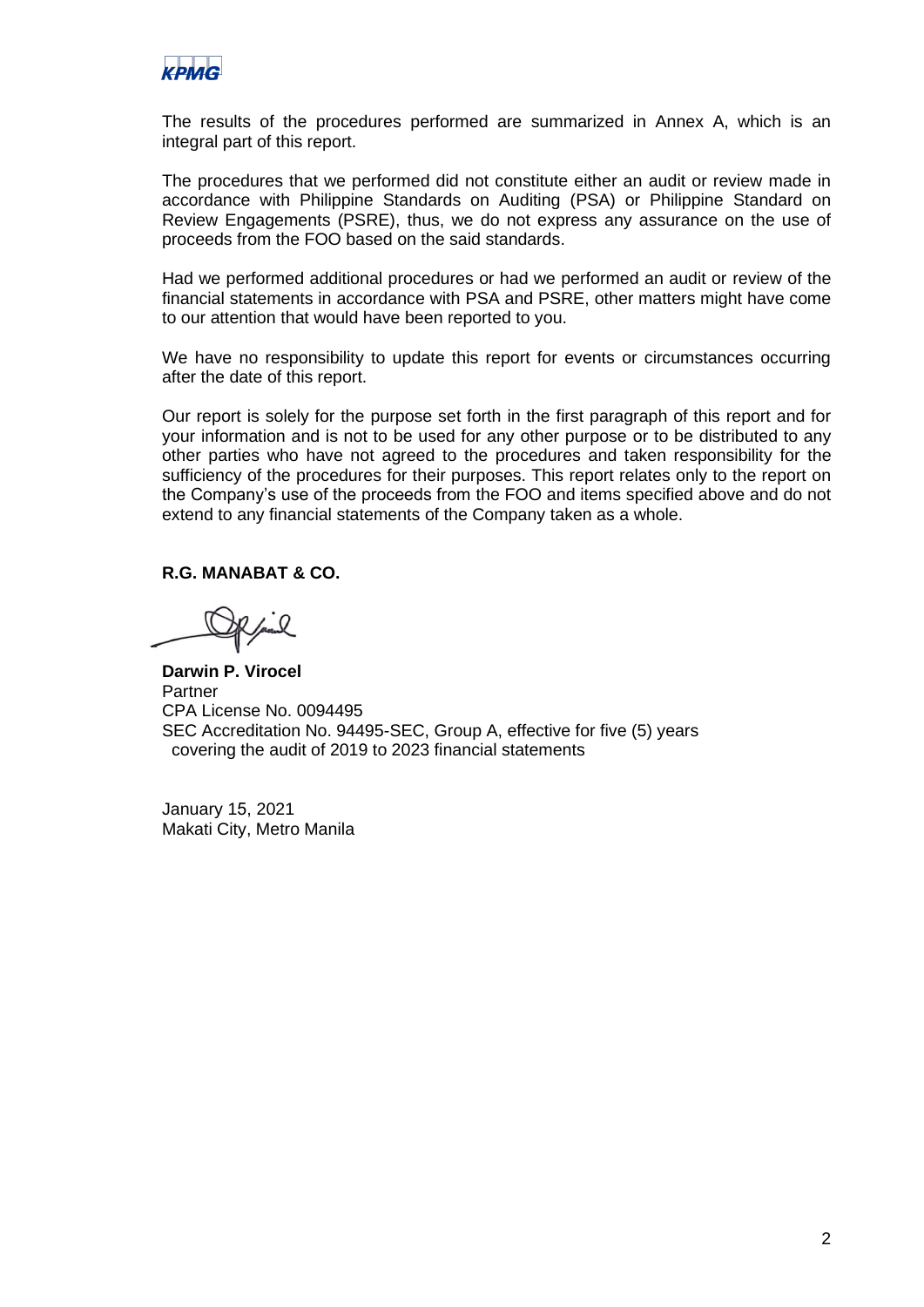The results of the procedures performed are summarized in Annex A, which is an integral part of this report.

The procedures that we performed did not constitute either an audit or review made in accordance with Philippine Standards on Auditing (PSA) or Philippine Standard on Review Engagements (PSRE), thus, we do not express any assurance on the use of proceeds from the FOO based on the said standards.

Had we performed additional procedures or had we performed an audit or review of the financial statements in accordance with PSA and PSRE, other matters might have come to our attention that would have been reported to you.

We have no responsibility to update this report for events or circumstances occurring after the date of this report.

Our report is solely for the purpose set forth in the first paragraph of this report and for your information and is not to be used for any other purpose or to be distributed to any other parties who have not agreed to the procedures and taken responsibility for the sufficiency of the procedures for their purposes. This report relates only to the report on the Company's use of the proceeds from the FOO and items specified above and do not extend to any financial statements of the Company taken as a whole.

**R.G. MANABAT & CO.**

**Darwin P. Virocel**
Partner
CPA License No. 0094495
SEC Accreditation No. 94495-SEC, Group A, effective for five (5) years
covering the audit of 2019 to 2023 financial statements

January 15, 2021
Makati City, Metro Manila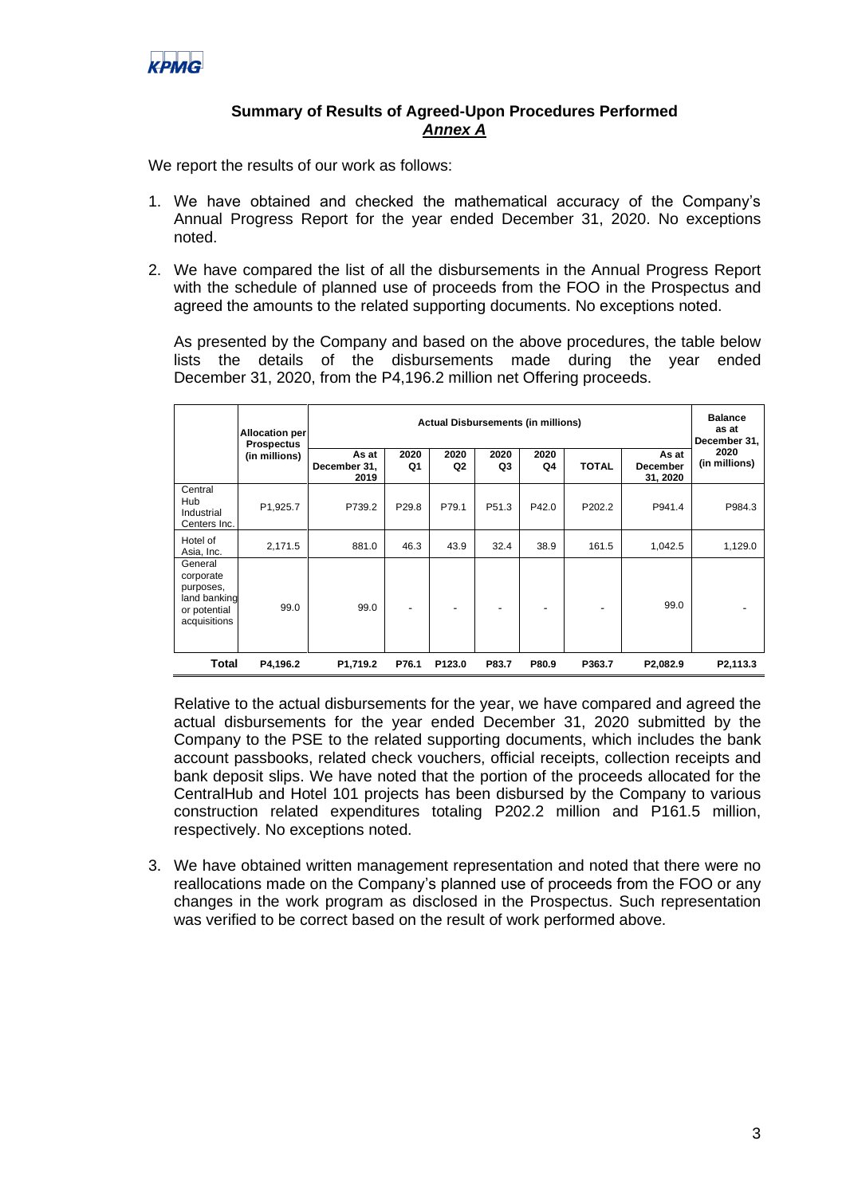**Summary of Results of Agreed-Upon Procedures Performed**
***Annex A***

We report the results of our work as follows:

1. We have obtained and checked the mathematical accuracy of the Company's Annual Progress Report for the year ended December 31, 2020. No exceptions noted.

2. We have compared the list of all the disbursements in the Annual Progress Report with the schedule of planned use of proceeds from the FOO in the Prospectus and agreed the amounts to the related supporting documents. No exceptions noted.

   As presented by the Company and based on the above procedures, the table below lists the details of the disbursements made during the year ended December 31, 2020, from the P4,196.2 million net Offering proceeds.

| | Allocation per Prospectus (in millions) | Actual Disbursements (in millions) | | | | | | | Balance as at December 31, 2020 (in millions) |
|---|---|---|---|---|---|---|---|---|---|
| | | As at December 31, 2019 | 2020 Q1 | 2020 Q2 | 2020 Q3 | 2020 Q4 | TOTAL | As at December 31, 2020 | |
| Central Hub Industrial Centers Inc. | P1,925.7 | P739.2 | P29.8 | P79.1 | P51.3 | P42.0 | P202.2 | P941.4 | P984.3 |
| Hotel of Asia, Inc. | 2,171.5 | 881.0 | 46.3 | 43.9 | 32.4 | 38.9 | 161.5 | 1,042.5 | 1,129.0 |
| General corporate purposes, land banking or potential acquisitions | 99.0 | 99.0 | - | - | - | - | - | 99.0 | - |
| **Total** | **P4,196.2** | **P1,719.2** | **P76.1** | **P123.0** | **P83.7** | **P80.9** | **P363.7** | **P2,082.9** | **P2,113.3** |

   Relative to the actual disbursements for the year, we have compared and agreed the actual disbursements for the year ended December 31, 2020 submitted by the Company to the PSE to the related supporting documents, which includes the bank account passbooks, related check vouchers, official receipts, collection receipts and bank deposit slips. We have noted that the portion of the proceeds allocated for the CentralHub and Hotel 101 projects has been disbursed by the Company to various construction related expenditures totaling P202.2 million and P161.5 million, respectively. No exceptions noted.

3. We have obtained written management representation and noted that there were no reallocations made on the Company's planned use of proceeds from the FOO or any changes in the work program as disclosed in the Prospectus. Such representation was verified to be correct based on the result of work performed above.